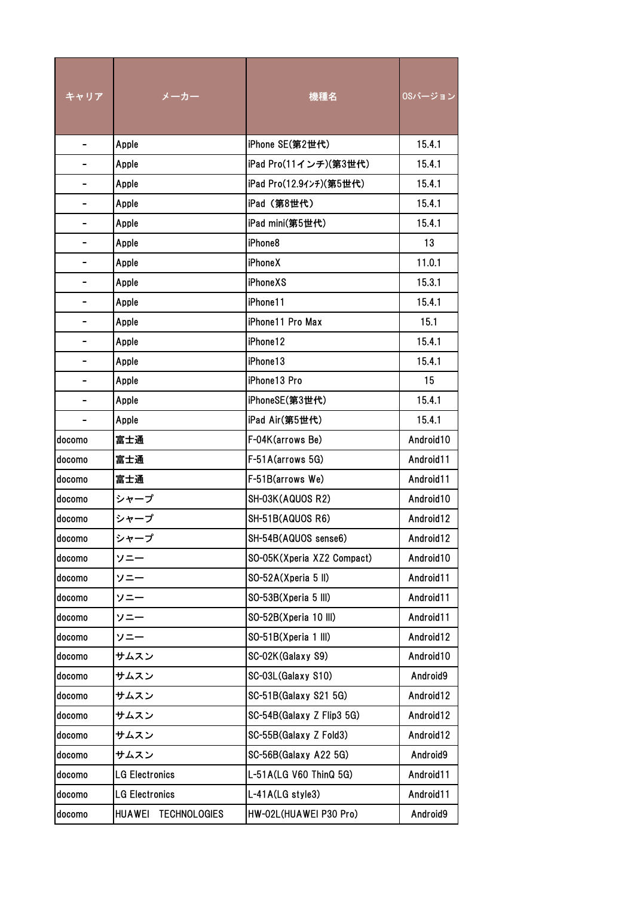| キャリア | メーカー | 機種名 | OSバージョン |
|---|---|---|---|
| - | Apple | iPhone SE(第2世代) | 15.4.1 |
| - | Apple | iPad Pro(11インチ)(第3世代) | 15.4.1 |
| - | Apple | iPad Pro(12.9ｲﾝﾁ)(第5世代) | 15.4.1 |
| - | Apple | iPad （第8世代） | 15.4.1 |
| - | Apple | iPad mini(第5世代) | 15.4.1 |
| - | Apple | iPhone8 | 13 |
| - | Apple | iPhoneX | 11.0.1 |
| - | Apple | iPhoneXS | 15.3.1 |
| - | Apple | iPhone11 | 15.4.1 |
| - | Apple | iPhone11 Pro Max | 15.1 |
| - | Apple | iPhone12 | 15.4.1 |
| - | Apple | iPhone13 | 15.4.1 |
| - | Apple | iPhone13 Pro | 15 |
| - | Apple | iPhoneSE(第3世代) | 15.4.1 |
| - | Apple | iPad Air(第5世代) | 15.4.1 |
| docomo | 富士通 | F-04K(arrows Be) | Android10 |
| docomo | 富士通 | F-51A(arrows 5G) | Android11 |
| docomo | 富士通 | F-51B(arrows We) | Android11 |
| docomo | シャープ | SH-03K(AQUOS R2) | Android10 |
| docomo | シャープ | SH-51B(AQUOS R6) | Android12 |
| docomo | シャープ | SH-54B(AQUOS sense6) | Android12 |
| docomo | ソニー | SO-05K(Xperia XZ2 Compact) | Android10 |
| docomo | ソニー | SO-52A(Xperia 5 II) | Android11 |
| docomo | ソニー | SO-53B(Xperia 5 III) | Android11 |
| docomo | ソニー | SO-52B(Xperia 10 III) | Android11 |
| docomo | ソニー | SO-51B(Xperia 1 III) | Android12 |
| docomo | サムスン | SC-02K(Galaxy S9) | Android10 |
| docomo | サムスン | SC-03L(Galaxy S10) | Android9 |
| docomo | サムスン | SC-51B(Galaxy S21 5G) | Android12 |
| docomo | サムスン | SC-54B(Galaxy Z Flip3 5G) | Android12 |
| docomo | サムスン | SC-55B(Galaxy Z Fold3) | Android12 |
| docomo | サムスン | SC-56B(Galaxy A22 5G) | Android9 |
| docomo | LG Electronics | L-51A(LG V60 ThinQ 5G) | Android11 |
| docomo | LG Electronics | L-41A(LG style3) | Android11 |
| docomo | HUAWEI　TECHNOLOGIES | HW-02L(HUAWEI P30 Pro) | Android9 |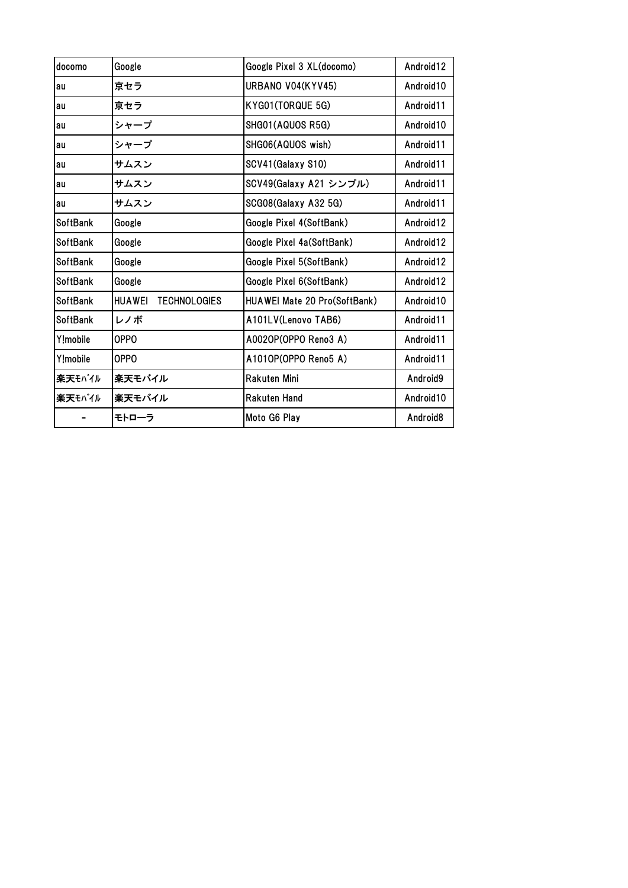| | | | |
|---|---|---|---|
| docomo | Google | Google Pixel 3 XL(docomo) | Android12 |
| au | 京セラ | URBANO V04(KYV45) | Android10 |
| au | 京セラ | KYG01(TORQUE 5G) | Android11 |
| au | シャープ | SHG01(AQUOS R5G) | Android10 |
| au | シャープ | SHG06(AQUOS wish) | Android11 |
| au | サムスン | SCV41(Galaxy S10) | Android11 |
| au | サムスン | SCV49(Galaxy A21 シンプル) | Android11 |
| au | サムスン | SCG08(Galaxy A32 5G) | Android11 |
| SoftBank | Google | Google Pixel 4(SoftBank) | Android12 |
| SoftBank | Google | Google Pixel 4a(SoftBank) | Android12 |
| SoftBank | Google | Google Pixel 5(SoftBank) | Android12 |
| SoftBank | Google | Google Pixel 6(SoftBank) | Android12 |
| SoftBank | HUAWEI　TECHNOLOGIES | HUAWEI Mate 20 Pro(SoftBank) | Android10 |
| SoftBank | レノボ | A101LV(Lenovo TAB6) | Android11 |
| Y!mobile | OPPO | A002OP(OPPO Reno3 A) | Android11 |
| Y!mobile | OPPO | A101OP(OPPO Reno5 A) | Android11 |
| 楽天ﾓﾊﾞｲﾙ | 楽天モバイル | Rakuten Mini | Android9 |
| 楽天ﾓﾊﾞｲﾙ | 楽天モバイル | Rakuten Hand | Android10 |
| - | ﾓﾄﾛｰﾗ | Moto G6 Play | Android8 |